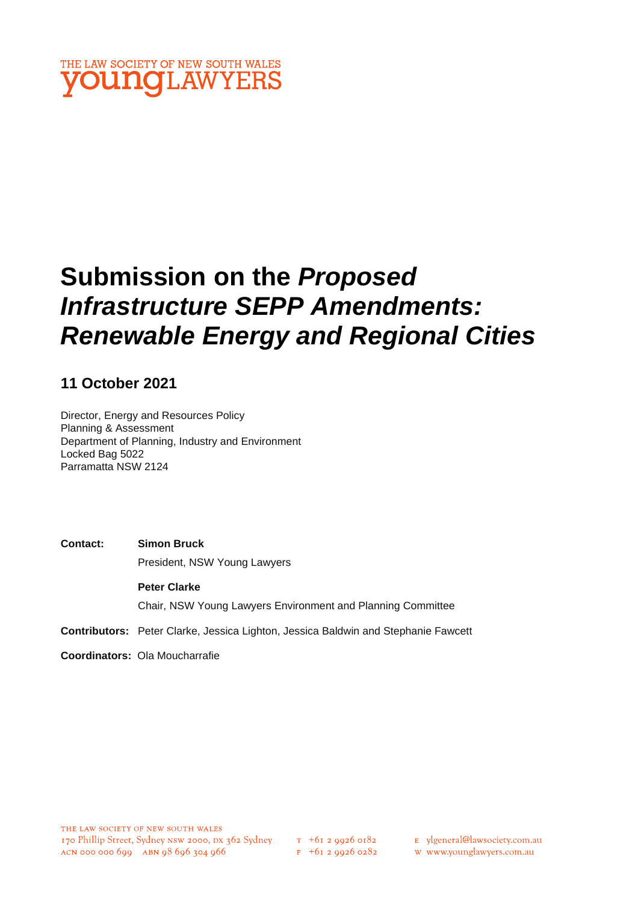THE LAW SOCIETY OF NEW SOUTH WALES
youngLAWYERS

# Submission on the *Proposed Infrastructure SEPP Amendments: Renewable Energy and Regional Cities*

## 11 October 2021

Director, Energy and Resources Policy
Planning & Assessment
Department of Planning, Industry and Environment
Locked Bag 5022
Parramatta NSW 2124

**Contact:** **Simon Bruck**
President, NSW Young Lawyers

**Peter Clarke**
Chair, NSW Young Lawyers Environment and Planning Committee

**Contributors:** Peter Clarke, Jessica Lighton, Jessica Baldwin and Stephanie Fawcett

**Coordinators:** Ola Moucharrafie

THE LAW SOCIETY OF NEW SOUTH WALES
170 Phillip Street, Sydney NSW 2000, DX 362 Sydney
ACN 000 000 699 ABN 98 696 304 966

T +61 2 9926 0182
F +61 2 9926 0282

E ylgeneral@lawsociety.com.au
W www.younglawyers.com.au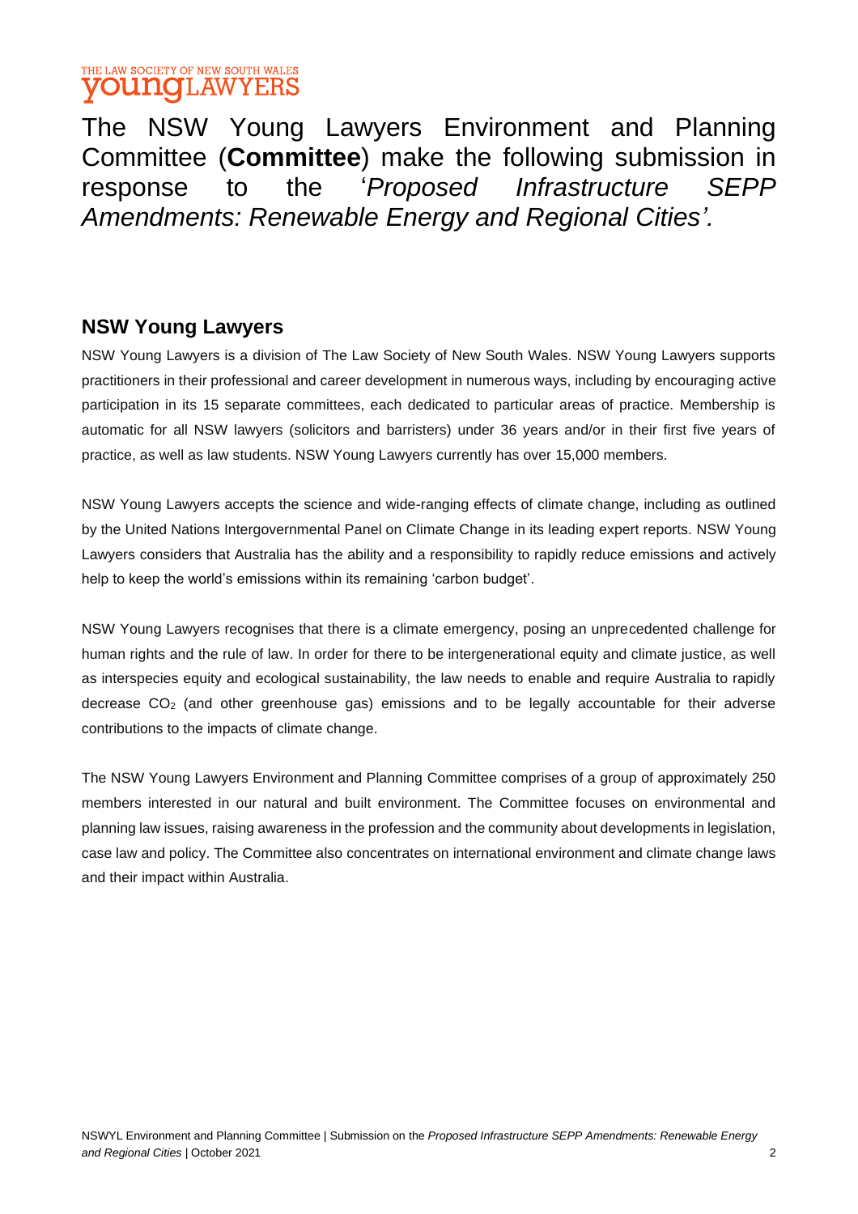The NSW Young Lawyers Environment and Planning Committee (**Committee**) make the following submission in response to the '*Proposed Infrastructure SEPP Amendments: Renewable Energy and Regional Cities'.*

## NSW Young Lawyers

NSW Young Lawyers is a division of The Law Society of New South Wales. NSW Young Lawyers supports practitioners in their professional and career development in numerous ways, including by encouraging active participation in its 15 separate committees, each dedicated to particular areas of practice. Membership is automatic for all NSW lawyers (solicitors and barristers) under 36 years and/or in their first five years of practice, as well as law students. NSW Young Lawyers currently has over 15,000 members.

NSW Young Lawyers accepts the science and wide-ranging effects of climate change, including as outlined by the United Nations Intergovernmental Panel on Climate Change in its leading expert reports. NSW Young Lawyers considers that Australia has the ability and a responsibility to rapidly reduce emissions and actively help to keep the world's emissions within its remaining 'carbon budget'.

NSW Young Lawyers recognises that there is a climate emergency, posing an unprecedented challenge for human rights and the rule of law. In order for there to be intergenerational equity and climate justice, as well as interspecies equity and ecological sustainability, the law needs to enable and require Australia to rapidly decrease $CO_2$ (and other greenhouse gas) emissions and to be legally accountable for their adverse contributions to the impacts of climate change.

The NSW Young Lawyers Environment and Planning Committee comprises of a group of approximately 250 members interested in our natural and built environment. The Committee focuses on environmental and planning law issues, raising awareness in the profession and the community about developments in legislation, case law and policy. The Committee also concentrates on international environment and climate change laws and their impact within Australia.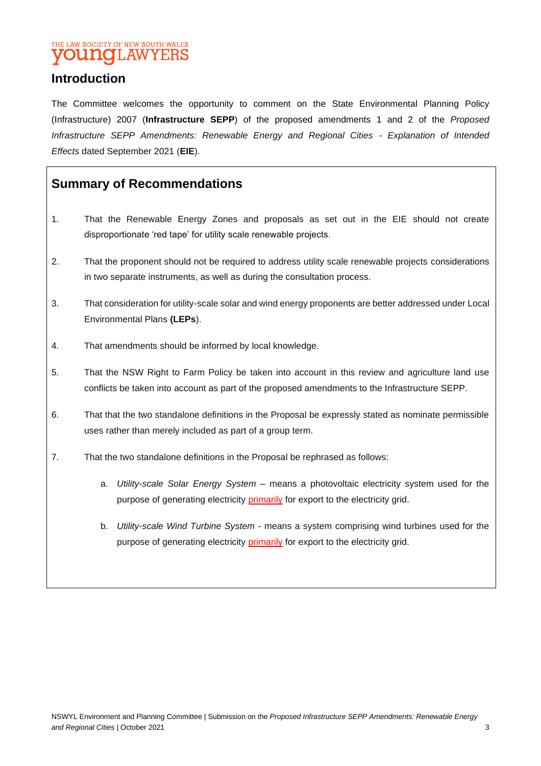## Introduction

The Committee welcomes the opportunity to comment on the State Environmental Planning Policy (Infrastructure) 2007 (**Infrastructure SEPP**) of the proposed amendments 1 and 2 of the *Proposed Infrastructure SEPP Amendments: Renewable Energy and Regional Cities - Explanation of Intended Effects* dated September 2021 (**EIE**).

## Summary of Recommendations

1. That the Renewable Energy Zones and proposals as set out in the EIE should not create disproportionate 'red tape' for utility scale renewable projects.
2. That the proponent should not be required to address utility scale renewable projects considerations in two separate instruments, as well as during the consultation process.
3. That consideration for utility-scale solar and wind energy proponents are better addressed under Local Environmental Plans **(LEPs**).
4. That amendments should be informed by local knowledge.
5. That the NSW Right to Farm Policy be taken into account in this review and agriculture land use conflicts be taken into account as part of the proposed amendments to the Infrastructure SEPP.
6. That that the two standalone definitions in the Proposal be expressly stated as nominate permissible uses rather than merely included as part of a group term.
7. That the two standalone definitions in the Proposal be rephrased as follows:
   a. *Utility-scale Solar Energy System* – means a photovoltaic electricity system used for the purpose of generating electricity primarily for export to the electricity grid.
   b. *Utility-scale Wind Turbine System* - means a system comprising wind turbines used for the purpose of generating electricity primarily for export to the electricity grid.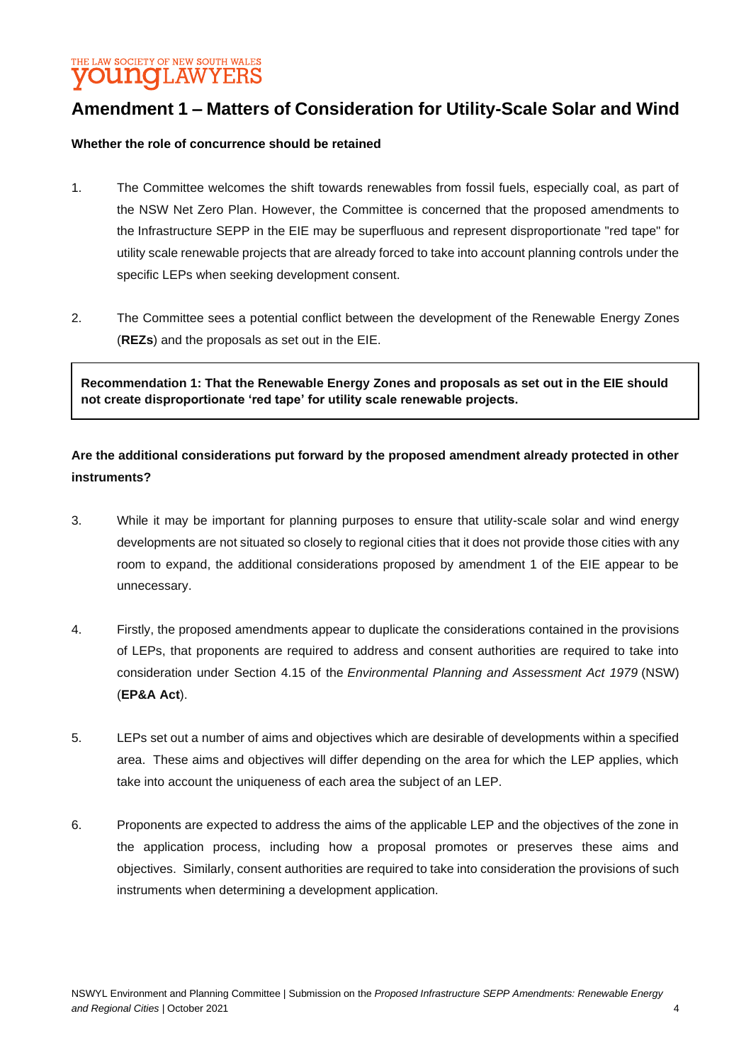## Amendment 1 – Matters of Consideration for Utility-Scale Solar and Wind

**Whether the role of concurrence should be retained**

1. The Committee welcomes the shift towards renewables from fossil fuels, especially coal, as part of the NSW Net Zero Plan. However, the Committee is concerned that the proposed amendments to the Infrastructure SEPP in the EIE may be superfluous and represent disproportionate "red tape" for utility scale renewable projects that are already forced to take into account planning controls under the specific LEPs when seeking development consent.

2. The Committee sees a potential conflict between the development of the Renewable Energy Zones (**REZs**) and the proposals as set out in the EIE.

> **Recommendation 1: That the Renewable Energy Zones and proposals as set out in the EIE should not create disproportionate 'red tape' for utility scale renewable projects.**

**Are the additional considerations put forward by the proposed amendment already protected in other instruments?**

3. While it may be important for planning purposes to ensure that utility-scale solar and wind energy developments are not situated so closely to regional cities that it does not provide those cities with any room to expand, the additional considerations proposed by amendment 1 of the EIE appear to be unnecessary.

4. Firstly, the proposed amendments appear to duplicate the considerations contained in the provisions of LEPs, that proponents are required to address and consent authorities are required to take into consideration under Section 4.15 of the *Environmental Planning and Assessment Act 1979* (NSW) (**EP&A Act**).

5. LEPs set out a number of aims and objectives which are desirable of developments within a specified area. These aims and objectives will differ depending on the area for which the LEP applies, which take into account the uniqueness of each area the subject of an LEP.

6. Proponents are expected to address the aims of the applicable LEP and the objectives of the zone in the application process, including how a proposal promotes or preserves these aims and objectives. Similarly, consent authorities are required to take into consideration the provisions of such instruments when determining a development application.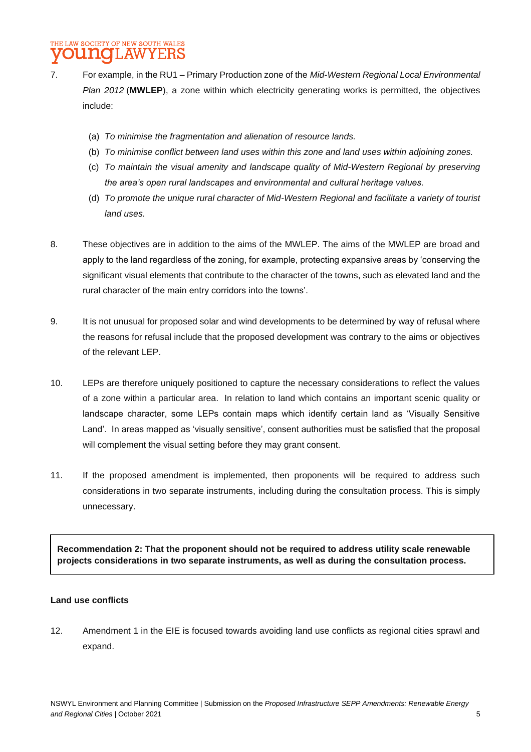7. For example, in the RU1 – Primary Production zone of the *Mid-Western Regional Local Environmental Plan 2012* (**MWLEP**), a zone within which electricity generating works is permitted, the objectives include:

   (a) *To minimise the fragmentation and alienation of resource lands.*

   (b) *To minimise conflict between land uses within this zone and land uses within adjoining zones.*

   (c) *To maintain the visual amenity and landscape quality of Mid-Western Regional by preserving the area's open rural landscapes and environmental and cultural heritage values.*

   (d) *To promote the unique rural character of Mid-Western Regional and facilitate a variety of tourist land uses.*

8. These objectives are in addition to the aims of the MWLEP. The aims of the MWLEP are broad and apply to the land regardless of the zoning, for example, protecting expansive areas by 'conserving the significant visual elements that contribute to the character of the towns, such as elevated land and the rural character of the main entry corridors into the towns'.

9. It is not unusual for proposed solar and wind developments to be determined by way of refusal where the reasons for refusal include that the proposed development was contrary to the aims or objectives of the relevant LEP.

10. LEPs are therefore uniquely positioned to capture the necessary considerations to reflect the values of a zone within a particular area. In relation to land which contains an important scenic quality or landscape character, some LEPs contain maps which identify certain land as 'Visually Sensitive Land'. In areas mapped as 'visually sensitive', consent authorities must be satisfied that the proposal will complement the visual setting before they may grant consent.

11. If the proposed amendment is implemented, then proponents will be required to address such considerations in two separate instruments, including during the consultation process. This is simply unnecessary.

**Recommendation 2: That the proponent should not be required to address utility scale renewable projects considerations in two separate instruments, as well as during the consultation process.**

**Land use conflicts**

12. Amendment 1 in the EIE is focused towards avoiding land use conflicts as regional cities sprawl and expand.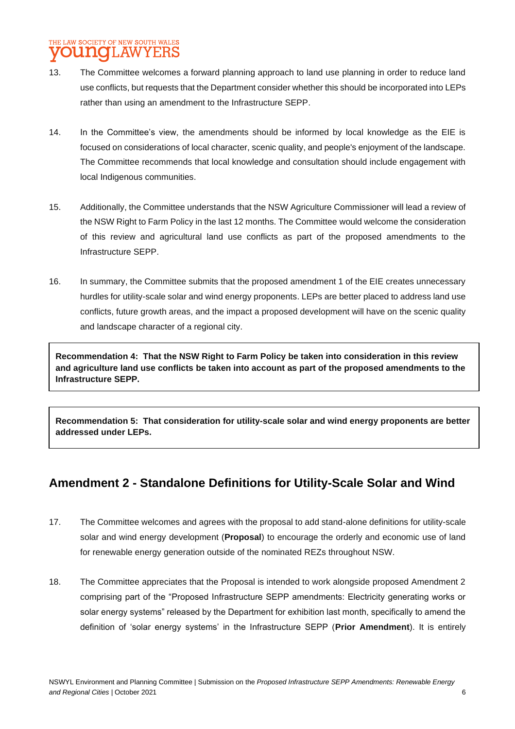13. The Committee welcomes a forward planning approach to land use planning in order to reduce land use conflicts, but requests that the Department consider whether this should be incorporated into LEPs rather than using an amendment to the Infrastructure SEPP.

14. In the Committee's view, the amendments should be informed by local knowledge as the EIE is focused on considerations of local character, scenic quality, and people's enjoyment of the landscape. The Committee recommends that local knowledge and consultation should include engagement with local Indigenous communities.

15. Additionally, the Committee understands that the NSW Agriculture Commissioner will lead a review of the NSW Right to Farm Policy in the last 12 months. The Committee would welcome the consideration of this review and agricultural land use conflicts as part of the proposed amendments to the Infrastructure SEPP.

16. In summary, the Committee submits that the proposed amendment 1 of the EIE creates unnecessary hurdles for utility-scale solar and wind energy proponents. LEPs are better placed to address land use conflicts, future growth areas, and the impact a proposed development will have on the scenic quality and landscape character of a regional city.

**Recommendation 4: That the NSW Right to Farm Policy be taken into consideration in this review and agriculture land use conflicts be taken into account as part of the proposed amendments to the Infrastructure SEPP.**

**Recommendation 5: That consideration for utility-scale solar and wind energy proponents are better addressed under LEPs.**

## Amendment 2 - Standalone Definitions for Utility-Scale Solar and Wind

17. The Committee welcomes and agrees with the proposal to add stand-alone definitions for utility-scale solar and wind energy development (**Proposal**) to encourage the orderly and economic use of land for renewable energy generation outside of the nominated REZs throughout NSW.

18. The Committee appreciates that the Proposal is intended to work alongside proposed Amendment 2 comprising part of the "Proposed Infrastructure SEPP amendments: Electricity generating works or solar energy systems" released by the Department for exhibition last month, specifically to amend the definition of 'solar energy systems' in the Infrastructure SEPP (**Prior Amendment**). It is entirely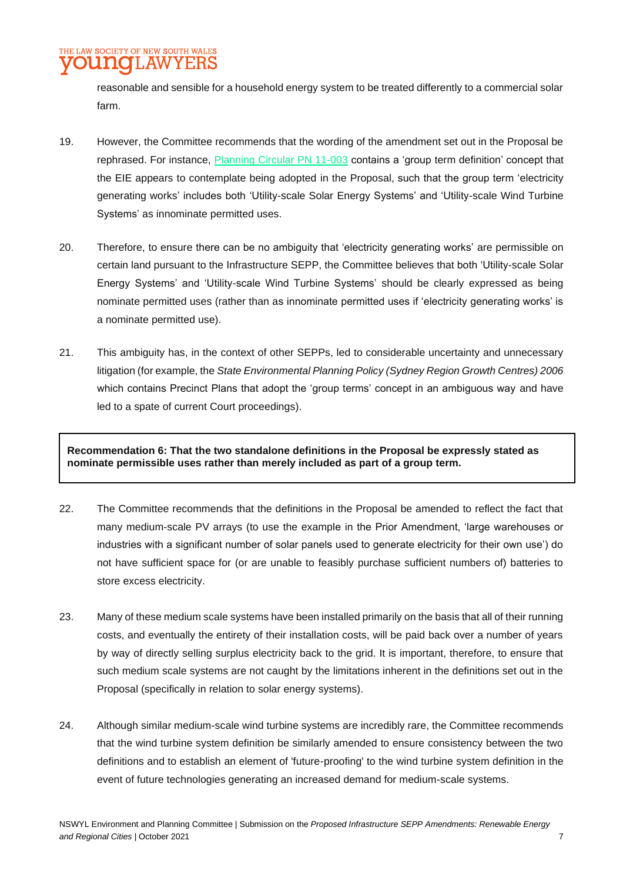reasonable and sensible for a household energy system to be treated differently to a commercial solar farm.

19. However, the Committee recommends that the wording of the amendment set out in the Proposal be rephrased. For instance, [Planning Circular PN 11-003] contains a 'group term definition' concept that the EIE appears to contemplate being adopted in the Proposal, such that the group term 'electricity generating works' includes both 'Utility-scale Solar Energy Systems' and 'Utility-scale Wind Turbine Systems' as innominate permitted uses.

20. Therefore, to ensure there can be no ambiguity that 'electricity generating works' are permissible on certain land pursuant to the Infrastructure SEPP, the Committee believes that both 'Utility-scale Solar Energy Systems' and 'Utility-scale Wind Turbine Systems' should be clearly expressed as being nominate permitted uses (rather than as innominate permitted uses if 'electricity generating works' is a nominate permitted use).

21. This ambiguity has, in the context of other SEPPs, led to considerable uncertainty and unnecessary litigation (for example, the *State Environmental Planning Policy (Sydney Region Growth Centres) 2006* which contains Precinct Plans that adopt the 'group terms' concept in an ambiguous way and have led to a spate of current Court proceedings).

**Recommendation 6: That the two standalone definitions in the Proposal be expressly stated as nominate permissible uses rather than merely included as part of a group term.**

22. The Committee recommends that the definitions in the Proposal be amended to reflect the fact that many medium-scale PV arrays (to use the example in the Prior Amendment, 'large warehouses or industries with a significant number of solar panels used to generate electricity for their own use') do not have sufficient space for (or are unable to feasibly purchase sufficient numbers of) batteries to store excess electricity.

23. Many of these medium scale systems have been installed primarily on the basis that all of their running costs, and eventually the entirety of their installation costs, will be paid back over a number of years by way of directly selling surplus electricity back to the grid. It is important, therefore, to ensure that such medium scale systems are not caught by the limitations inherent in the definitions set out in the Proposal (specifically in relation to solar energy systems).

24. Although similar medium-scale wind turbine systems are incredibly rare, the Committee recommends that the wind turbine system definition be similarly amended to ensure consistency between the two definitions and to establish an element of 'future-proofing' to the wind turbine system definition in the event of future technologies generating an increased demand for medium-scale systems.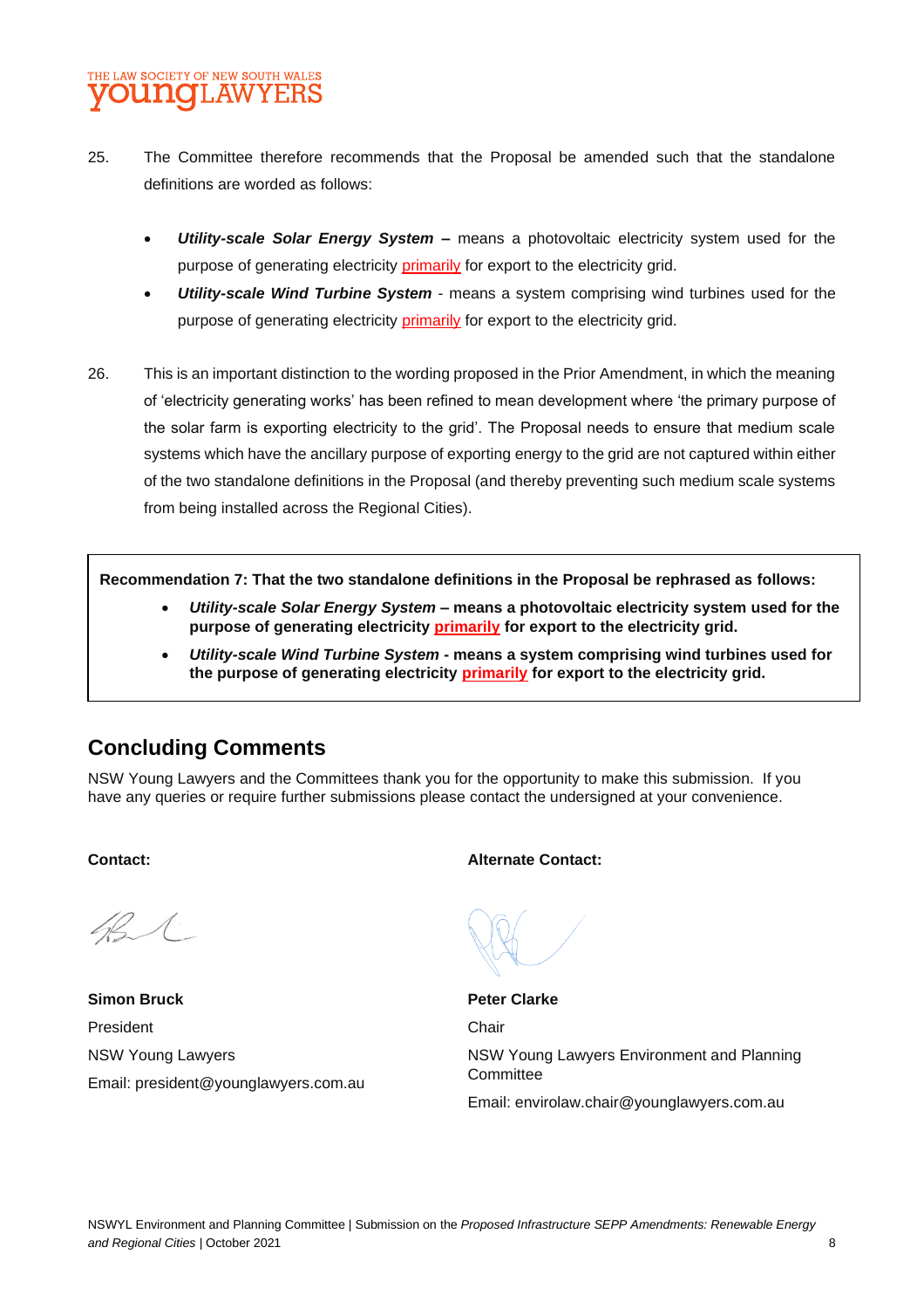25. The Committee therefore recommends that the Proposal be amended such that the standalone definitions are worded as follows:

    - ***Utility-scale Solar Energy System*** **–** means a photovoltaic electricity system used for the purpose of generating electricity primarily for export to the electricity grid.
    - ***Utility-scale Wind Turbine System*** - means a system comprising wind turbines used for the purpose of generating electricity primarily for export to the electricity grid.

26. This is an important distinction to the wording proposed in the Prior Amendment, in which the meaning of 'electricity generating works' has been refined to mean development where 'the primary purpose of the solar farm is exporting electricity to the grid'. The Proposal needs to ensure that medium scale systems which have the ancillary purpose of exporting energy to the grid are not captured within either of the two standalone definitions in the Proposal (and thereby preventing such medium scale systems from being installed across the Regional Cities).

**Recommendation 7: That the two standalone definitions in the Proposal be rephrased as follows:**

- ***Utility-scale Solar Energy System*** **– means a photovoltaic electricity system used for the purpose of generating electricity primarily for export to the electricity grid.**
- ***Utility-scale Wind Turbine System*** **- means a system comprising wind turbines used for the purpose of generating electricity primarily for export to the electricity grid.**

## Concluding Comments

NSW Young Lawyers and the Committees thank you for the opportunity to make this submission. If you have any queries or require further submissions please contact the undersigned at your convenience.

**Contact:**

**Simon Bruck**
President
NSW Young Lawyers
Email: president@younglawyers.com.au

**Alternate Contact:**

**Peter Clarke**
Chair
NSW Young Lawyers Environment and Planning Committee
Email: envirolaw.chair@younglawyers.com.au